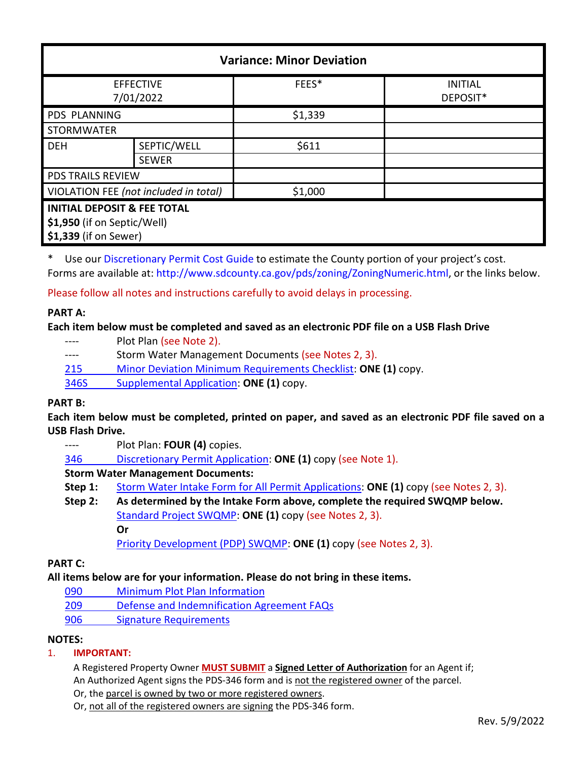| Variance: Minor Deviation | | | |
|---|---|---|---|
| EFFECTIVE 7/01/2022 | | FEES* | INITIAL DEPOSIT* |
| PDS PLANNING | | $1,339 | |
| STORMWATER | | | |
| DEH | SEPTIC/WELL | $611 | |
| | SEWER | | |
| PDS TRAILS REVIEW | | | |
| VIOLATION FEE *(not included in total)* | | $1,000 | |
| **INITIAL DEPOSIT & FEE TOTAL** **$1,950** (if on Septic/Well) **$1,339** (if on Sewer) | | | |

\* Use our Discretionary Permit Cost Guide to estimate the County portion of your project's cost.
Forms are available at: http://www.sdcounty.ca.gov/pds/zoning/ZoningNumeric.html, or the links below.

Please follow all notes and instructions carefully to avoid delays in processing.

**PART A:**

**Each item below must be completed and saved as an electronic PDF file on a USB Flash Drive**

- ---- Plot Plan (see Note 2).
- ---- Storm Water Management Documents (see Notes 2, 3).
- 215 Minor Deviation Minimum Requirements Checklist: **ONE (1)** copy.
- 346S Supplemental Application: **ONE (1)** copy.

**PART B:**

**Each item below must be completed, printed on paper, and saved as an electronic PDF file saved on a USB Flash Drive.**

- ---- Plot Plan: **FOUR (4)** copies.
- 346 Discretionary Permit Application: **ONE (1)** copy (see Note 1).

**Storm Water Management Documents:**

**Step 1:** Storm Water Intake Form for All Permit Applications: **ONE (1)** copy (see Notes 2, 3).

**Step 2:** **As determined by the Intake Form above, complete the required SWQMP below.**
Standard Project SWQMP: **ONE (1)** copy (see Notes 2, 3).
**Or**
Priority Development (PDP) SWQMP: **ONE (1)** copy (see Notes 2, 3).

**PART C:**

**All items below are for your information. Please do not bring in these items.**

- 090 Minimum Plot Plan Information
- 209 Defense and Indemnification Agreement FAQs
- 906 Signature Requirements

**NOTES:**

1. **IMPORTANT:**

   A Registered Property Owner **MUST SUBMIT** a **Signed Letter of Authorization** for an Agent if;
   An Authorized Agent signs the PDS-346 form and is not the registered owner of the parcel.
   Or, the parcel is owned by two or more registered owners.
   Or, not all of the registered owners are signing the PDS-346 form.

Rev. 5/9/2022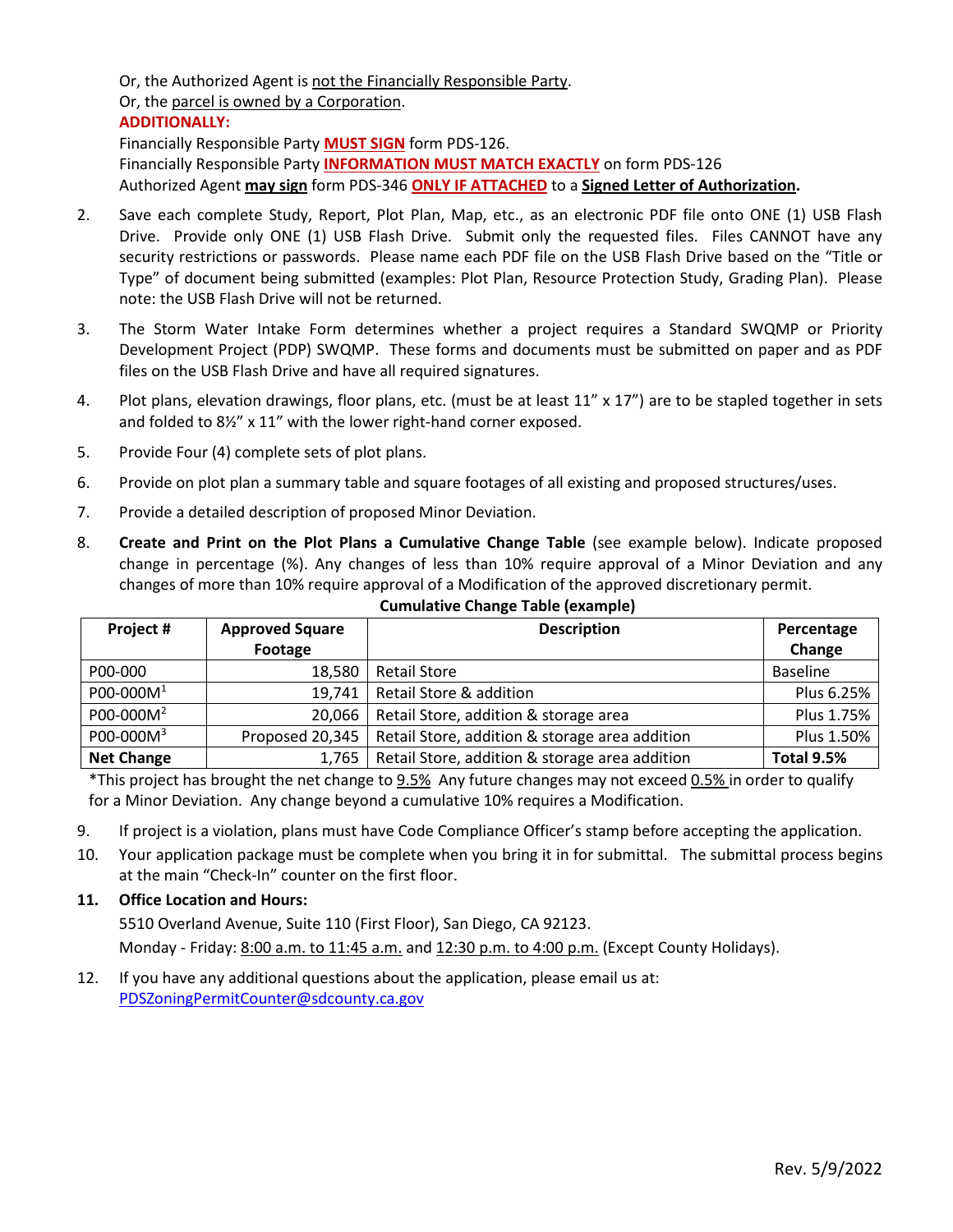Or, the Authorized Agent is not the Financially Responsible Party.
Or, the parcel is owned by a Corporation.
**ADDITIONALLY:**
Financially Responsible Party **MUST SIGN** form PDS-126.
Financially Responsible Party **INFORMATION MUST MATCH EXACTLY** on form PDS-126
Authorized Agent **may sign** form PDS-346 **ONLY IF ATTACHED** to a **Signed Letter of Authorization.**

2. Save each complete Study, Report, Plot Plan, Map, etc., as an electronic PDF file onto ONE (1) USB Flash Drive. Provide only ONE (1) USB Flash Drive. Submit only the requested files. Files CANNOT have any security restrictions or passwords. Please name each PDF file on the USB Flash Drive based on the "Title or Type" of document being submitted (examples: Plot Plan, Resource Protection Study, Grading Plan). Please note: the USB Flash Drive will not be returned.
3. The Storm Water Intake Form determines whether a project requires a Standard SWQMP or Priority Development Project (PDP) SWQMP. These forms and documents must be submitted on paper and as PDF files on the USB Flash Drive and have all required signatures.
4. Plot plans, elevation drawings, floor plans, etc. (must be at least 11" x 17") are to be stapled together in sets and folded to 8½" x 11" with the lower right-hand corner exposed.
5. Provide Four (4) complete sets of plot plans.
6. Provide on plot plan a summary table and square footages of all existing and proposed structures/uses.
7. Provide a detailed description of proposed Minor Deviation.
8. **Create and Print on the Plot Plans a Cumulative Change Table** (see example below). Indicate proposed change in percentage (%). Any changes of less than 10% require approval of a Minor Deviation and any changes of more than 10% require approval of a Modification of the approved discretionary permit.

**Cumulative Change Table (example)**

| Project # | Approved Square Footage | Description | Percentage Change |
|---|---|---|---|
| P00-000 | 18,580 | Retail Store | Baseline |
| P00-000M[1] | 19,741 | Retail Store & addition | Plus 6.25% |
| P00-000M[2] | 20,066 | Retail Store, addition & storage area | Plus 1.75% |
| P00-000M[3] | Proposed 20,345 | Retail Store, addition & storage area addition | Plus 1.50% |
| **Net Change** | 1,765 | Retail Store, addition & storage area addition | **Total 9.5%** |

*This project has brought the net change to 9.5% Any future changes may not exceed 0.5% in order to qualify for a Minor Deviation. Any change beyond a cumulative 10% requires a Modification.

9. If project is a violation, plans must have Code Compliance Officer's stamp before accepting the application.
10. Your application package must be complete when you bring it in for submittal. The submittal process begins at the main "Check-In" counter on the first floor.
11. **Office Location and Hours:**
    5510 Overland Avenue, Suite 110 (First Floor), San Diego, CA 92123.
    Monday - Friday: 8:00 a.m. to 11:45 a.m. and 12:30 p.m. to 4:00 p.m. (Except County Holidays).
12. If you have any additional questions about the application, please email us at: PDSZoningPermitCounter@sdcounty.ca.gov

Rev. 5/9/2022